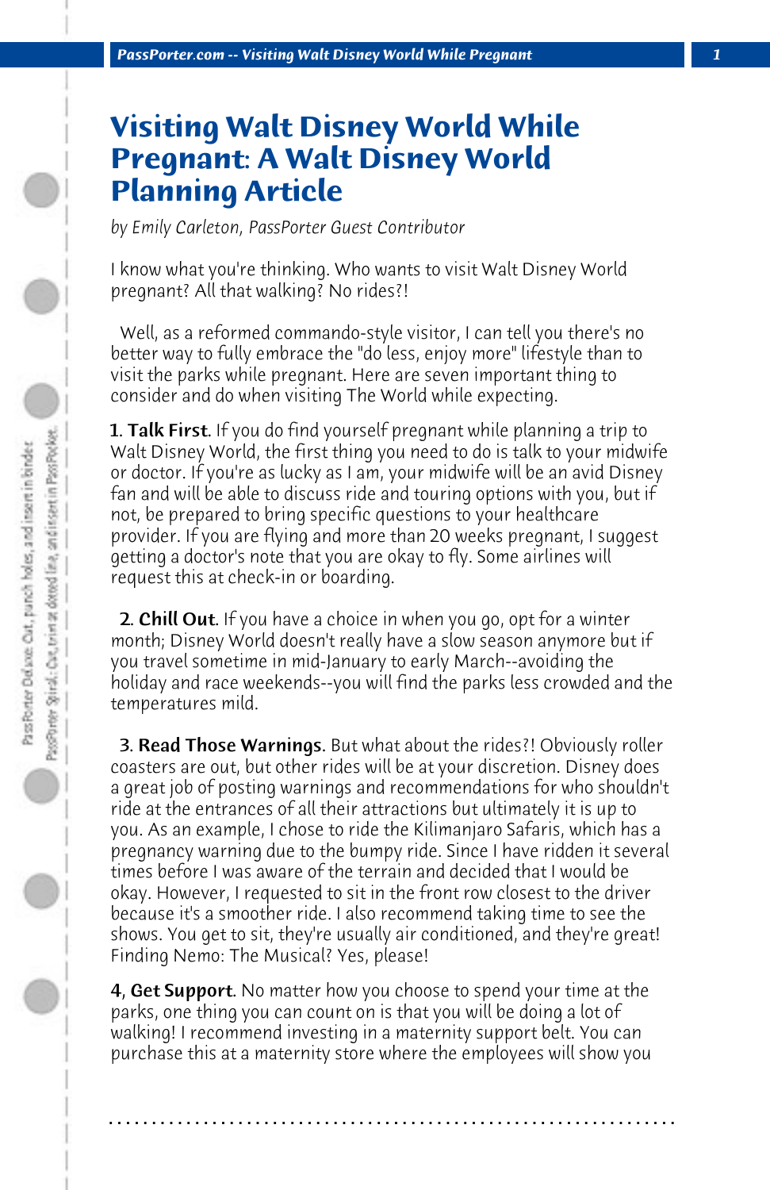# Visiting Walt Disney World While Pregnant: A Walt Disney World Planning Article

*by Emily Carleton, PassPorter Guest Contributor*

I know what you're thinking. Who wants to visit Walt Disney World pregnant? All that walking? No rides?!

Well, as a reformed commando-style visitor, I can tell you there's no better way to fully embrace the "do less, enjoy more" lifestyle than to visit the parks while pregnant. Here are seven important thing to consider and do when visiting The World while expecting.

1. **Talk First**. If you do find yourself pregnant while planning a trip to Walt Disney World, the first thing you need to do is talk to your midwife or doctor. If you're as lucky as I am, your midwife will be an avid Disney fan and will be able to discuss ride and touring options with you, but if not, be prepared to bring specific questions to your healthcare provider. If you are flying and more than 20 weeks pregnant, I suggest getting a doctor's note that you are okay to fly. Some airlines will request this at check-in or boarding.

2. **Chill Out**. If you have a choice in when you go, opt for a winter month; Disney World doesn't really have a slow season anymore but if you travel sometime in mid-January to early March--avoiding the holiday and race weekends--you will find the parks less crowded and the temperatures mild.

3. **Read Those Warnings**. But what about the rides?! Obviously roller coasters are out, but other rides will be at your discretion. Disney does a great job of posting warnings and recommendations for who shouldn't ride at the entrances of all their attractions but ultimately it is up to you. As an example, I chose to ride the Kilimanjaro Safaris, which has a pregnancy warning due to the bumpy ride. Since I have ridden it several times before I was aware of the terrain and decided that I would be okay. However, I requested to sit in the front row closest to the driver because it's a smoother ride. I also recommend taking time to see the shows. You get to sit, they're usually air conditioned, and they're great! Finding Nemo: The Musical? Yes, please!

4, **Get Support**. No matter how you choose to spend your time at the parks, one thing you can count on is that you will be doing a lot of walking! I recommend investing in a maternity support belt. You can purchase this at a maternity store where the employees will show you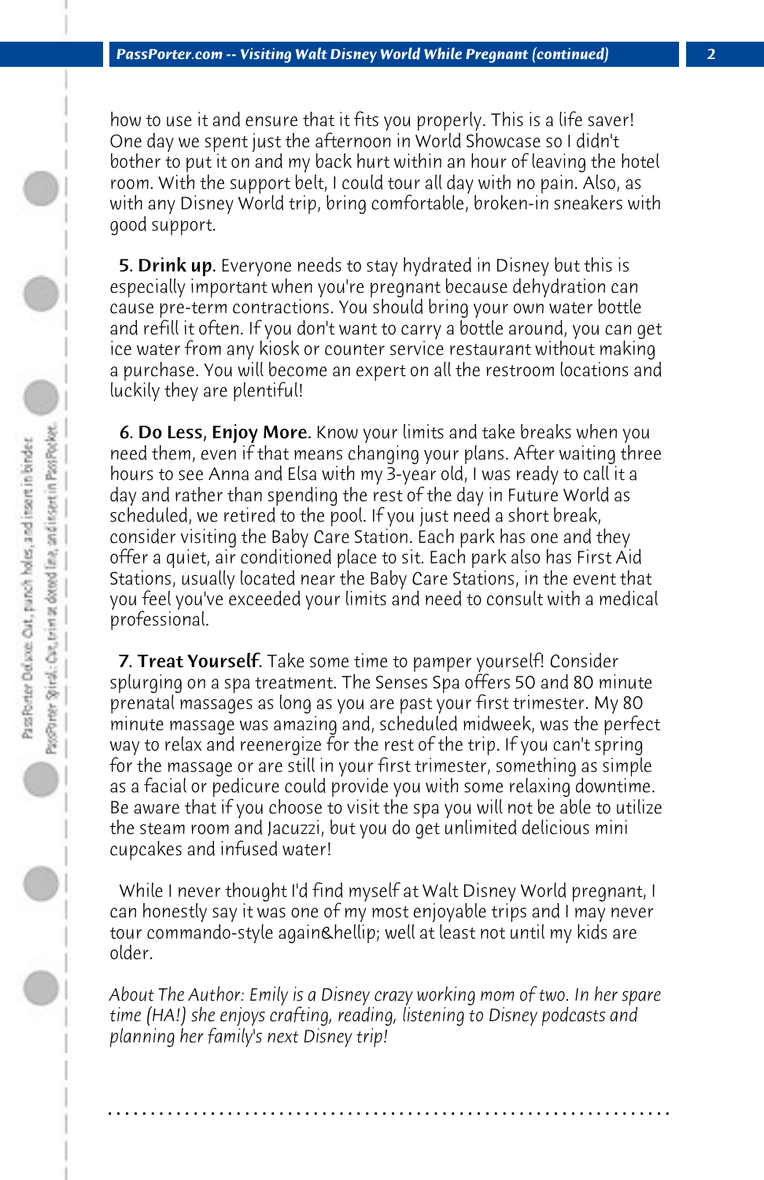how to use it and ensure that it fits you properly. This is a life saver! One day we spent just the afternoon in World Showcase so I didn't bother to put it on and my back hurt within an hour of leaving the hotel room. With the support belt, I could tour all day with no pain. Also, as with any Disney World trip, bring comfortable, broken-in sneakers with good support.

**5. Drink up**. Everyone needs to stay hydrated in Disney but this is especially important when you're pregnant because dehydration can cause pre-term contractions. You should bring your own water bottle and refill it often. If you don't want to carry a bottle around, you can get ice water from any kiosk or counter service restaurant without making a purchase. You will become an expert on all the restroom locations and luckily they are plentiful!

**6. Do Less, Enjoy More**. Know your limits and take breaks when you need them, even if that means changing your plans. After waiting three hours to see Anna and Elsa with my 3-year old, I was ready to call it a day and rather than spending the rest of the day in Future World as scheduled, we retired to the pool. If you just need a short break, consider visiting the Baby Care Station. Each park has one and they offer a quiet, air conditioned place to sit. Each park also has First Aid Stations, usually located near the Baby Care Stations, in the event that you feel you've exceeded your limits and need to consult with a medical professional.

**7. Treat Yourself**. Take some time to pamper yourself! Consider splurging on a spa treatment. The Senses Spa offers 50 and 80 minute prenatal massages as long as you are past your first trimester. My 80 minute massage was amazing and, scheduled midweek, was the perfect way to relax and reenergize for the rest of the trip. If you can't spring for the massage or are still in your first trimester, something as simple as a facial or pedicure could provide you with some relaxing downtime. Be aware that if you choose to visit the spa you will not be able to utilize the steam room and Jacuzzi, but you do get unlimited delicious mini cupcakes and infused water!

While I never thought I'd find myself at Walt Disney World pregnant, I can honestly say it was one of my most enjoyable trips and I may never tour commando-style again&hellip; well at least not until my kids are older.

*About The Author: Emily is a Disney crazy working mom of two. In her spare time (HA!) she enjoys crafting, reading, listening to Disney podcasts and planning her family's next Disney trip!*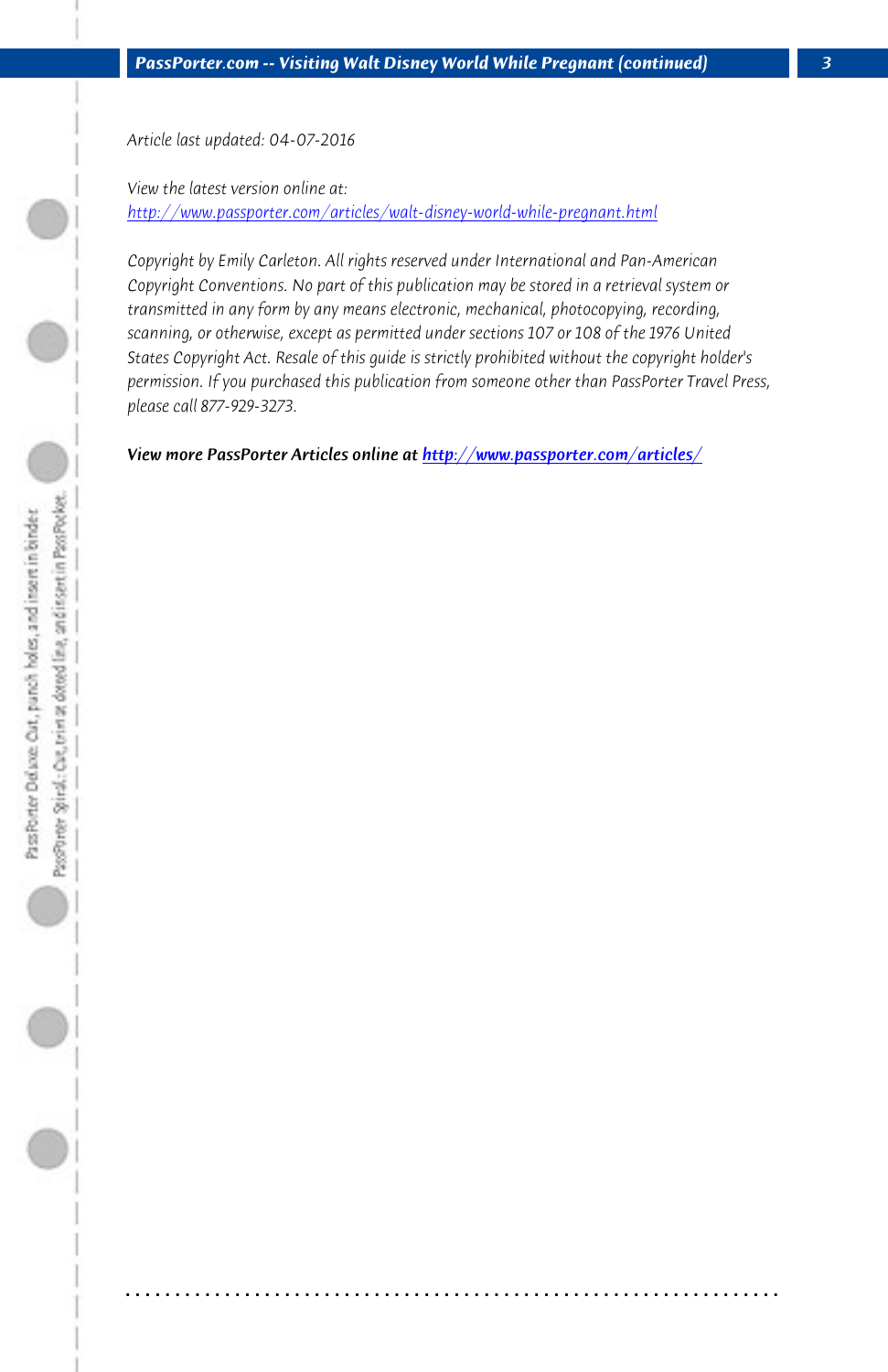*Article last updated: 04-07-2016*

*View the latest version online at:*
*http://www.passporter.com/articles/walt-disney-world-while-pregnant.html*

*Copyright by Emily Carleton. All rights reserved under International and Pan-American Copyright Conventions. No part of this publication may be stored in a retrieval system or transmitted in any form by any means electronic, mechanical, photocopying, recording, scanning, or otherwise, except as permitted under sections 107 or 108 of the 1976 United States Copyright Act. Resale of this guide is strictly prohibited without the copyright holder's permission. If you purchased this publication from someone other than PassPorter Travel Press, please call 877-929-3273.*

***View more PassPorter Articles online at http://www.passporter.com/articles/***